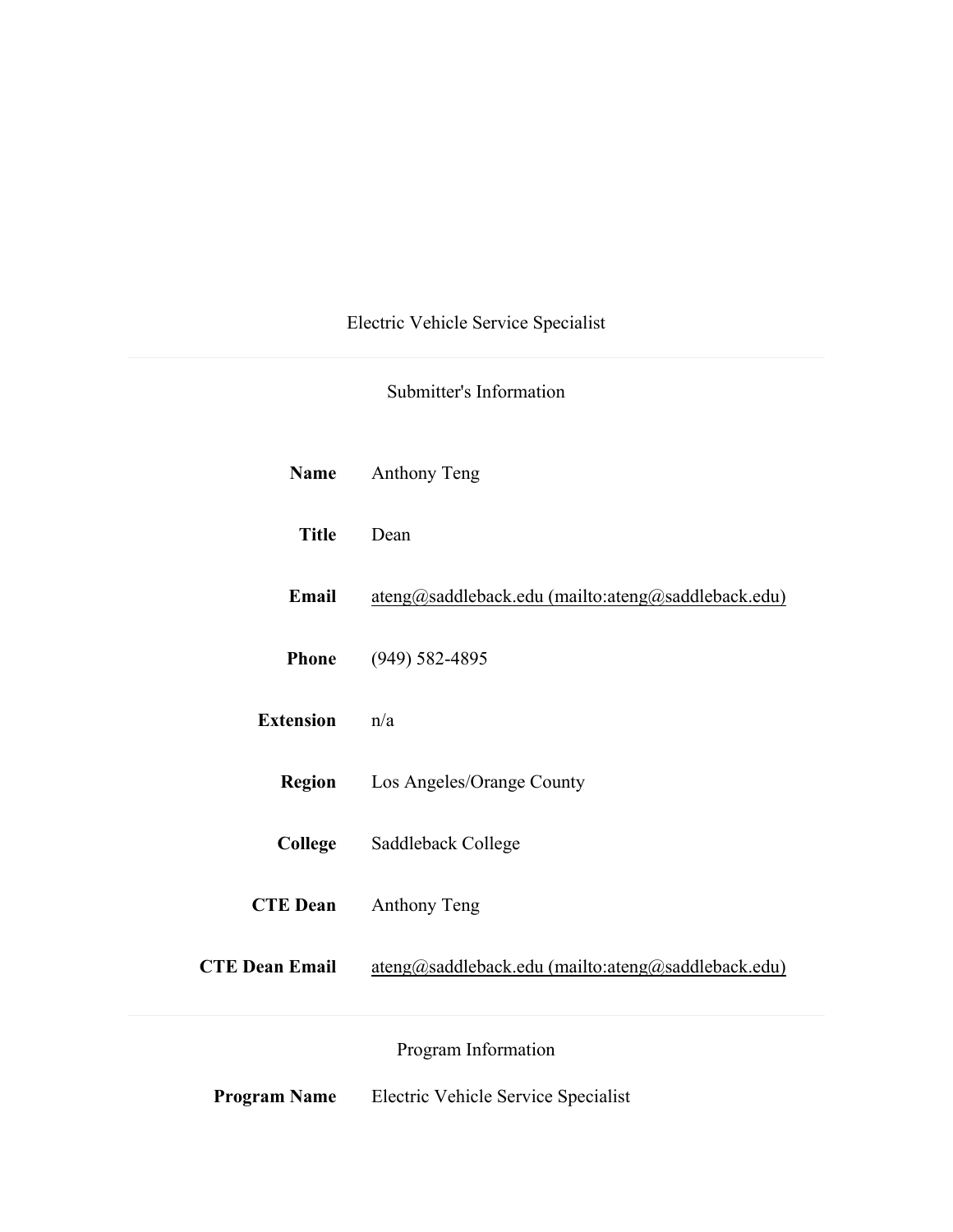# Electric Vehicle Service Specialist

---

## Submitter's Information

**Name** Anthony Teng

**Title** Dean

**Email** ateng@saddleback.edu (mailto:ateng@saddleback.edu)

**Phone** (949) 582-4895

**Extension** n/a

**Region** Los Angeles/Orange County

**College** Saddleback College

**CTE Dean** Anthony Teng

**CTE Dean Email** ateng@saddleback.edu (mailto:ateng@saddleback.edu)

---

## Program Information

**Program Name** Electric Vehicle Service Specialist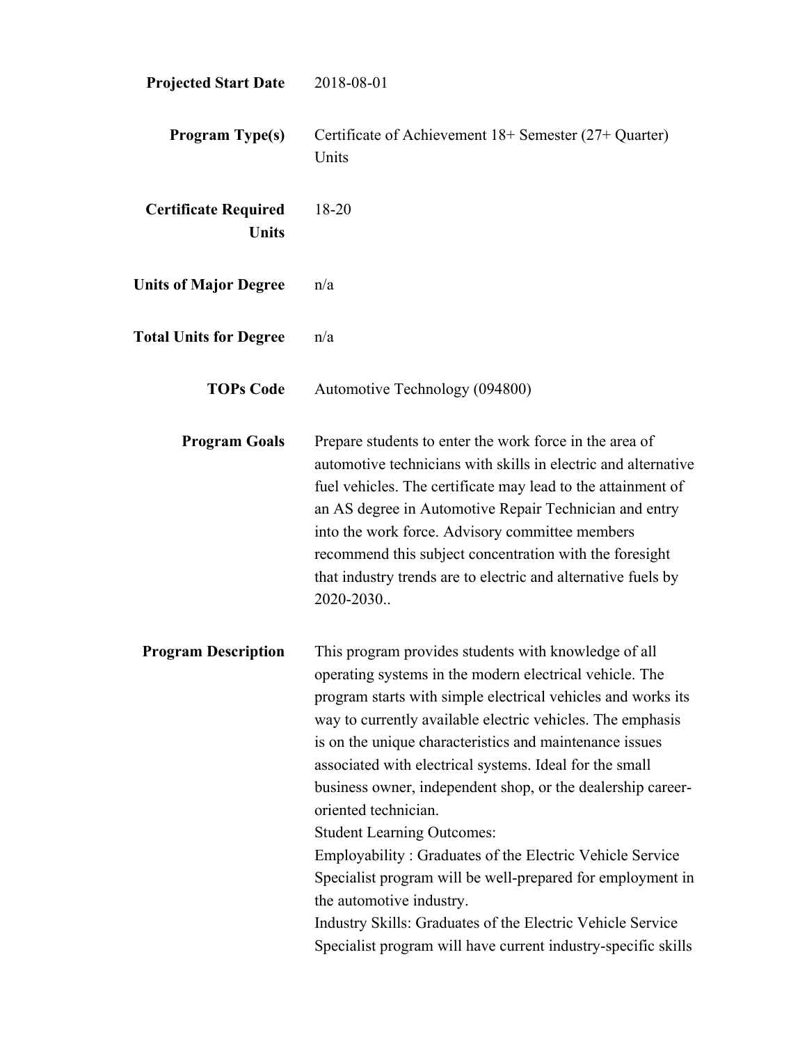**Projected Start Date** 2018-08-01

**Program Type(s)** Certificate of Achievement 18+ Semester (27+ Quarter) Units

**Certificate Required Units** 18-20

**Units of Major Degree** n/a

**Total Units for Degree** n/a

**TOPs Code** Automotive Technology (094800)

**Program Goals** Prepare students to enter the work force in the area of automotive technicians with skills in electric and alternative fuel vehicles. The certificate may lead to the attainment of an AS degree in Automotive Repair Technician and entry into the work force. Advisory committee members recommend this subject concentration with the foresight that industry trends are to electric and alternative fuels by 2020-2030..

**Program Description** This program provides students with knowledge of all operating systems in the modern electrical vehicle. The program starts with simple electrical vehicles and works its way to currently available electric vehicles. The emphasis is on the unique characteristics and maintenance issues associated with electrical systems. Ideal for the small business owner, independent shop, or the dealership career-oriented technician.

Student Learning Outcomes:

Employability : Graduates of the Electric Vehicle Service Specialist program will be well-prepared for employment in the automotive industry.

Industry Skills: Graduates of the Electric Vehicle Service Specialist program will have current industry-specific skills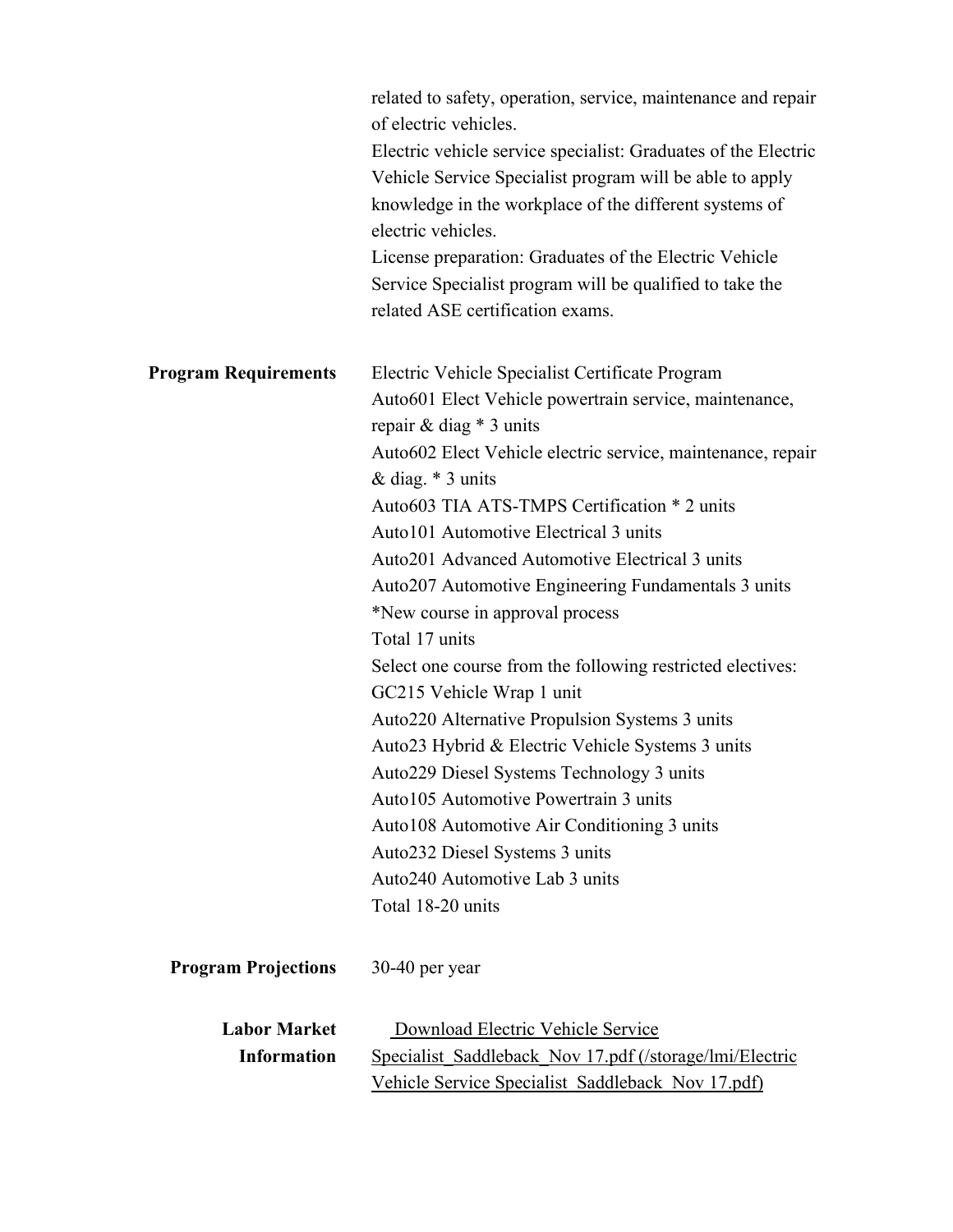related to safety, operation, service, maintenance and repair of electric vehicles.

Electric vehicle service specialist: Graduates of the Electric Vehicle Service Specialist program will be able to apply knowledge in the workplace of the different systems of electric vehicles.

License preparation: Graduates of the Electric Vehicle Service Specialist program will be qualified to take the related ASE certification exams.

**Program Requirements**

Electric Vehicle Specialist Certificate Program

Auto601 Elect Vehicle powertrain service, maintenance, repair & diag * 3 units

Auto602 Elect Vehicle electric service, maintenance, repair & diag. * 3 units

Auto603 TIA ATS-TMPS Certification * 2 units

Auto101 Automotive Electrical 3 units

Auto201 Advanced Automotive Electrical 3 units

Auto207 Automotive Engineering Fundamentals 3 units

*New course in approval process

Total 17 units

Select one course from the following restricted electives:

GC215 Vehicle Wrap 1 unit

Auto220 Alternative Propulsion Systems 3 units

Auto23 Hybrid & Electric Vehicle Systems 3 units

Auto229 Diesel Systems Technology 3 units

Auto105 Automotive Powertrain 3 units

Auto108 Automotive Air Conditioning 3 units

Auto232 Diesel Systems 3 units

Auto240 Automotive Lab 3 units

Total 18-20 units

**Program Projections**

30-40 per year

**Labor Market Information**

Download Electric Vehicle Service Specialist_Saddleback_Nov 17.pdf (/storage/lmi/Electric Vehicle Service Specialist_Saddleback_Nov 17.pdf)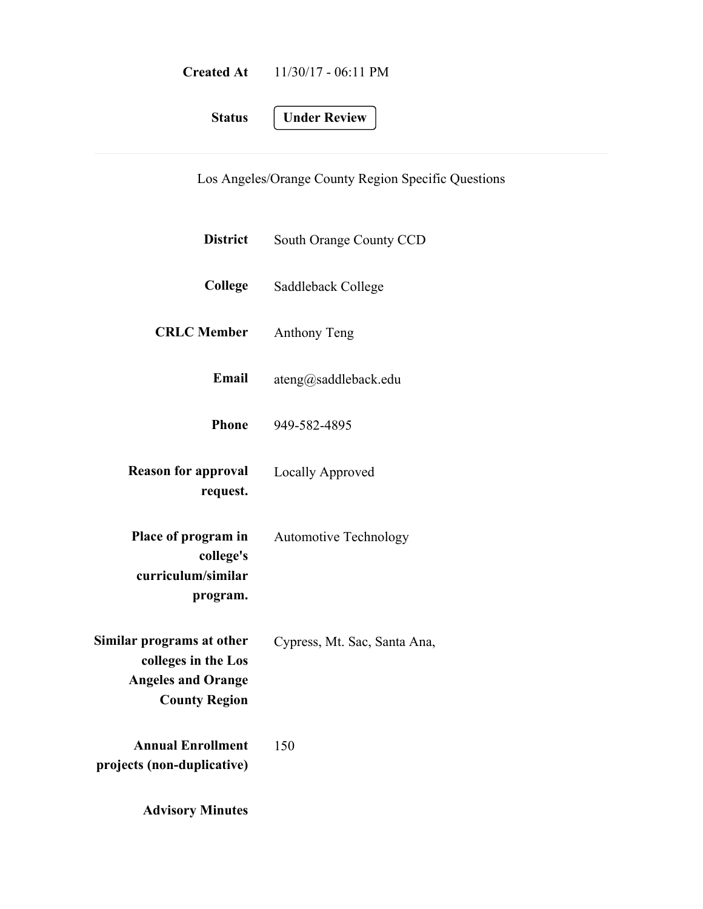**Created At** 11/30/17 - 06:11 PM

**Status** Under Review

Los Angeles/Orange County Region Specific Questions

**District** South Orange County CCD

**College** Saddleback College

**CRLC Member** Anthony Teng

**Email** ateng@saddleback.edu

**Phone** 949-582-4895

**Reason for approval request.** Locally Approved

**Place of program in college's curriculum/similar program.** Automotive Technology

**Similar programs at other colleges in the Los Angeles and Orange County Region** Cypress, Mt. Sac, Santa Ana,

**Annual Enrollment projects (non-duplicative)** 150

**Advisory Minutes**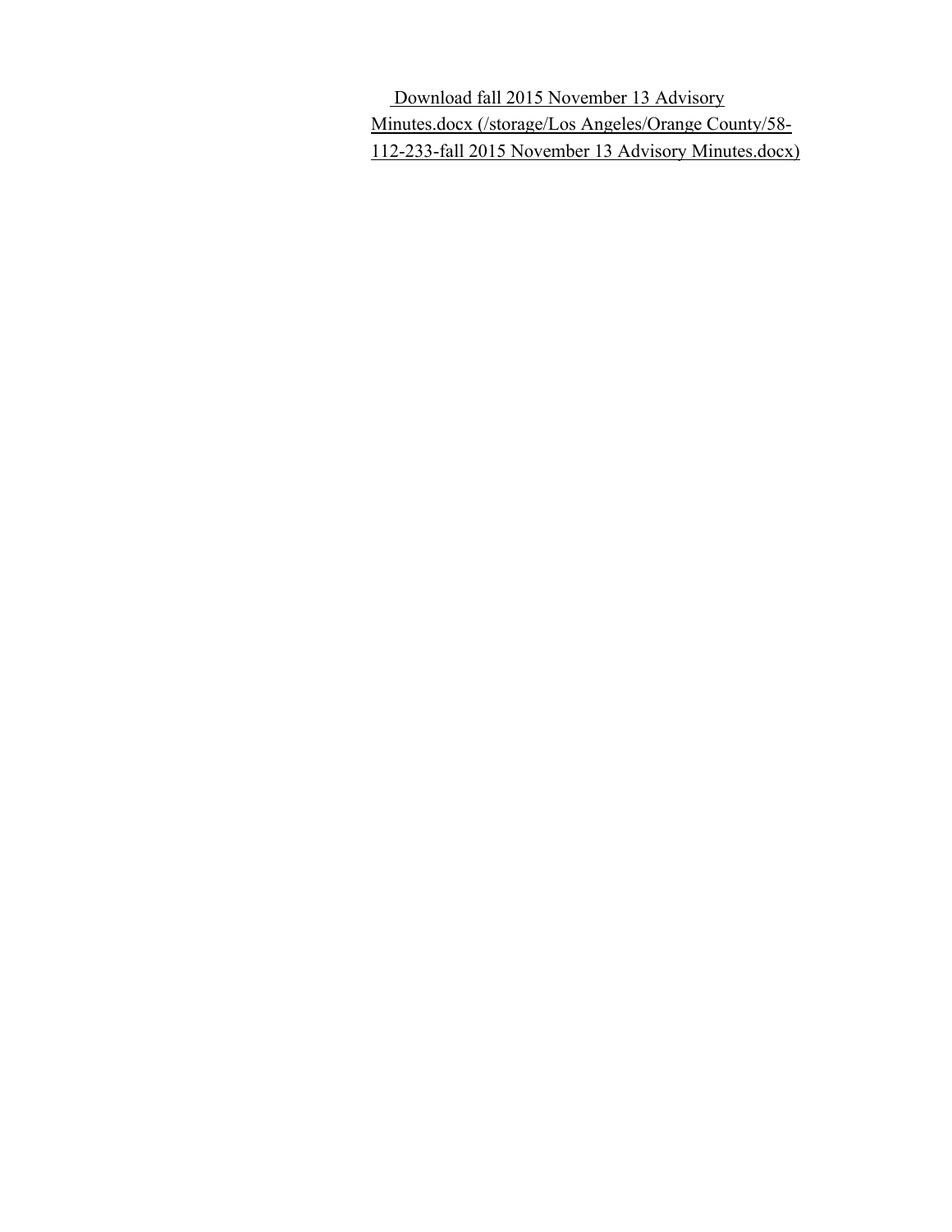[Download fall 2015 November 13 Advisory Minutes.docx (/storage/Los Angeles/Orange County/58-112-233-fall 2015 November 13 Advisory Minutes.docx)](/storage/Los Angeles/Orange County/58-112-233-fall 2015 November 13 Advisory Minutes.docx)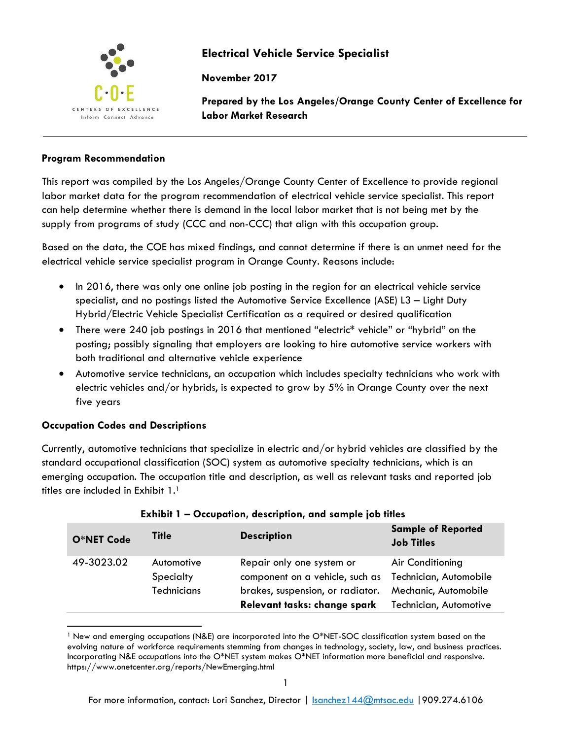# Electrical Vehicle Service Specialist

**November 2017**

**Prepared by the Los Angeles/Orange County Center of Excellence for Labor Market Research**

---

### Program Recommendation

This report was compiled by the Los Angeles/Orange County Center of Excellence to provide regional labor market data for the program recommendation of electrical vehicle service specialist. This report can help determine whether there is demand in the local labor market that is not being met by the supply from programs of study (CCC and non-CCC) that align with this occupation group.

Based on the data, the COE has mixed findings, and cannot determine if there is an unmet need for the electrical vehicle service specialist program in Orange County. Reasons include:

- In 2016, there was only one online job posting in the region for an electrical vehicle service specialist, and no postings listed the Automotive Service Excellence (ASE) L3 – Light Duty Hybrid/Electric Vehicle Specialist Certification as a required or desired qualification
- There were 240 job postings in 2016 that mentioned "electric* vehicle" or "hybrid" on the posting; possibly signaling that employers are looking to hire automotive service workers with both traditional and alternative vehicle experience
- Automotive service technicians, an occupation which includes specialty technicians who work with electric vehicles and/or hybrids, is expected to grow by 5% in Orange County over the next five years

### Occupation Codes and Descriptions

Currently, automotive technicians that specialize in electric and/or hybrid vehicles are classified by the standard occupational classification (SOC) system as automotive specialty technicians, which is an emerging occupation. The occupation title and description, as well as relevant tasks and reported job titles are included in Exhibit 1.[1]

**Exhibit 1 – Occupation, description, and sample job titles**

| O*NET Code | Title | Description | Sample of Reported Job Titles |
|---|---|---|---|
| 49-3023.02 | Automotive Specialty Technicians | Repair only one system or component on a vehicle, such as brakes, suspension, or radiator. **Relevant tasks: change spark** | Air Conditioning Technician, Automobile Mechanic, Automobile Technician, Automotive |

[1] New and emerging occupations (N&E) are incorporated into the O*NET-SOC classification system based on the evolving nature of workforce requirements stemming from changes in technology, society, law, and business practices. Incorporating N&E occupations into the O*NET system makes O*NET information more beneficial and responsive. https://www.onetcenter.org/reports/NewEmerging.html

For more information, contact: Lori Sanchez, Director | lsanchez144@mtsac.edu | 909.274.6106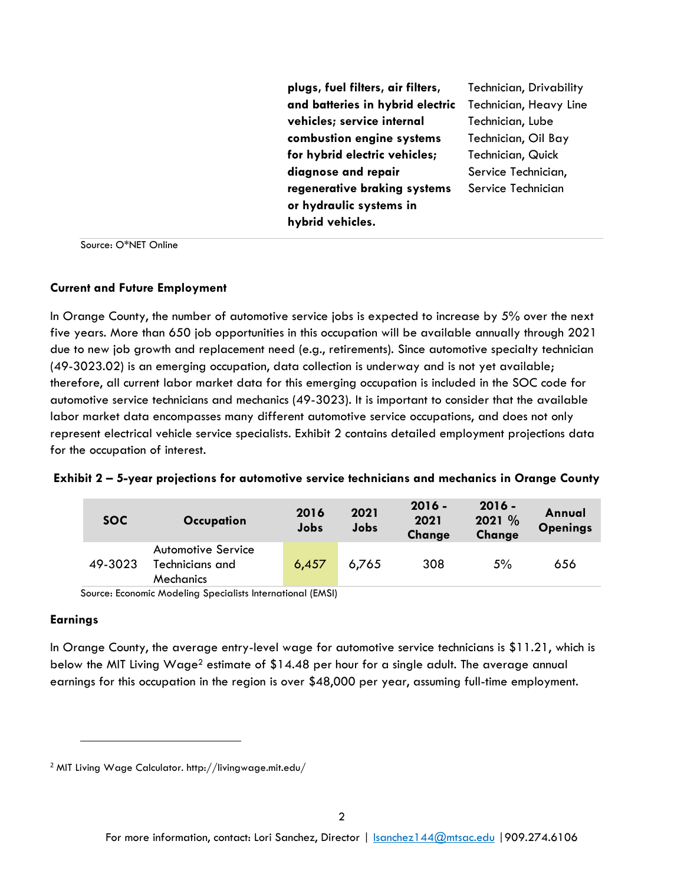| | | |
|---|---|---|
| | **plugs, fuel filters, air filters, and batteries in hybrid electric vehicles; service internal combustion engine systems for hybrid electric vehicles; diagnose and repair regenerative braking systems or hydraulic systems in hybrid vehicles.** | Technician, Drivability Technician, Heavy Line Technician, Lube Technician, Oil Bay Technician, Quick Service Technician, Service Technician |

Source: O*NET Online

**Current and Future Employment**

In Orange County, the number of automotive service jobs is expected to increase by 5% over the next five years. More than 650 job opportunities in this occupation will be available annually through 2021 due to new job growth and replacement need (e.g., retirements). Since automotive specialty technician (49-3023.02) is an emerging occupation, data collection is underway and is not yet available; therefore, all current labor market data for this emerging occupation is included in the SOC code for automotive service technicians and mechanics (49-3023). It is important to consider that the available labor market data encompasses many different automotive service occupations, and does not only represent electrical vehicle service specialists. Exhibit 2 contains detailed employment projections data for the occupation of interest.

**Exhibit 2 – 5-year projections for automotive service technicians and mechanics in Orange County**

| SOC | Occupation | 2016 Jobs | 2021 Jobs | 2016 - 2021 Change | 2016 - 2021 % Change | Annual Openings |
|---|---|---|---|---|---|---|
| 49-3023 | Automotive Service Technicians and Mechanics | 6,457 | 6,765 | 308 | 5% | 656 |

Source: Economic Modeling Specialists International (EMSI)

**Earnings**

In Orange County, the average entry-level wage for automotive service technicians is $11.21, which is below the MIT Living Wage[2] estimate of $14.48 per hour for a single adult. The average annual earnings for this occupation in the region is over $48,000 per year, assuming full-time employment.

[2] MIT Living Wage Calculator. http://livingwage.mit.edu/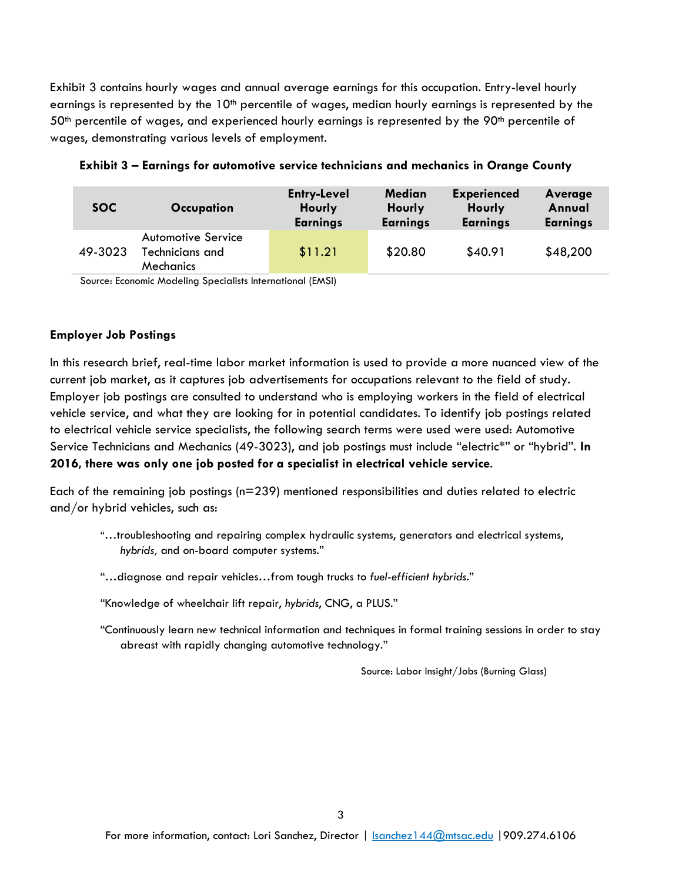Exhibit 3 contains hourly wages and annual average earnings for this occupation. Entry-level hourly earnings is represented by the 10th percentile of wages, median hourly earnings is represented by the 50th percentile of wages, and experienced hourly earnings is represented by the 90th percentile of wages, demonstrating various levels of employment.

**Exhibit 3 – Earnings for automotive service technicians and mechanics in Orange County**

| SOC | Occupation | Entry-Level Hourly Earnings | Median Hourly Earnings | Experienced Hourly Earnings | Average Annual Earnings |
|---|---|---|---|---|---|
| 49-3023 | Automotive Service Technicians and Mechanics | $11.21 | $20.80 | $40.91 | $48,200 |

Source: Economic Modeling Specialists International (EMSI)

**Employer Job Postings**

In this research brief, real-time labor market information is used to provide a more nuanced view of the current job market, as it captures job advertisements for occupations relevant to the field of study. Employer job postings are consulted to understand who is employing workers in the field of electrical vehicle service, and what they are looking for in potential candidates. To identify job postings related to electrical vehicle service specialists, the following search terms were used were used: Automotive Service Technicians and Mechanics (49-3023), and job postings must include "electric*" or "hybrid". **In 2016, there was only one job posted for a specialist in electrical vehicle service**.

Each of the remaining job postings (n=239) mentioned responsibilities and duties related to electric and/or hybrid vehicles, such as:

> "…troubleshooting and repairing complex hydraulic systems, generators and electrical systems, *hybrids,* and on-board computer systems."
>
> "…diagnose and repair vehicles…from tough trucks to *fuel-efficient hybrids*."
>
> "Knowledge of wheelchair lift repair, *hybrids*, CNG, a PLUS."
>
> "Continuously learn new technical information and techniques in formal training sessions in order to stay abreast with rapidly changing automotive technology."

Source: Labor Insight/Jobs (Burning Glass)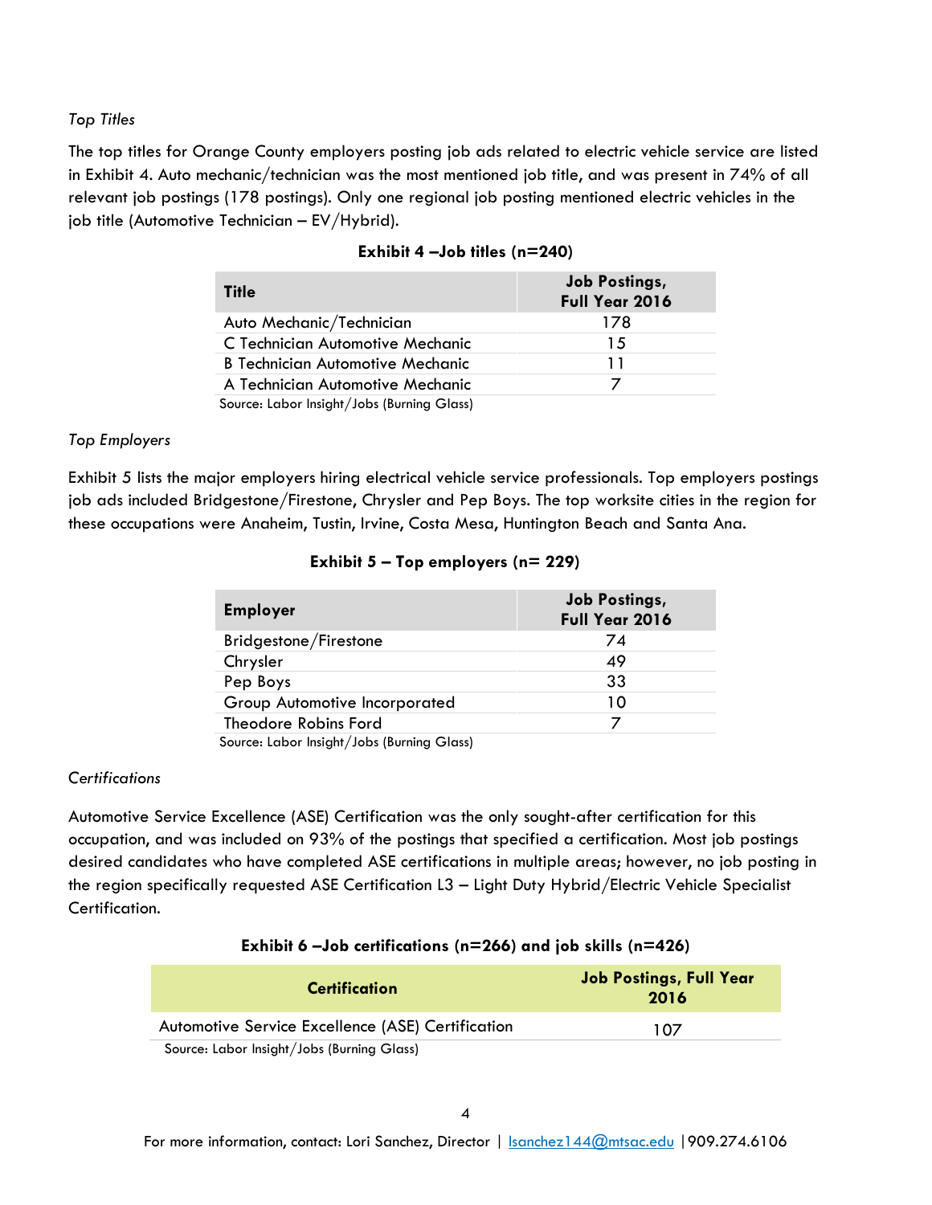*Top Titles*

The top titles for Orange County employers posting job ads related to electric vehicle service are listed in Exhibit 4. Auto mechanic/technician was the most mentioned job title, and was present in 74% of all relevant job postings (178 postings). Only one regional job posting mentioned electric vehicles in the job title (Automotive Technician – EV/Hybrid).

**Exhibit 4 –Job titles (n=240)**

| Title | Job Postings, Full Year 2016 |
|---|---|
| Auto Mechanic/Technician | 178 |
| C Technician Automotive Mechanic | 15 |
| B Technician Automotive Mechanic | 11 |
| A Technician Automotive Mechanic | 7 |

Source: Labor Insight/Jobs (Burning Glass)

*Top Employers*

Exhibit 5 lists the major employers hiring electrical vehicle service professionals. Top employers postings job ads included Bridgestone/Firestone, Chrysler and Pep Boys. The top worksite cities in the region for these occupations were Anaheim, Tustin, Irvine, Costa Mesa, Huntington Beach and Santa Ana.

**Exhibit 5 – Top employers (n= 229)**

| Employer | Job Postings, Full Year 2016 |
|---|---|
| Bridgestone/Firestone | 74 |
| Chrysler | 49 |
| Pep Boys | 33 |
| Group Automotive Incorporated | 10 |
| Theodore Robins Ford | 7 |

Source: Labor Insight/Jobs (Burning Glass)

*Certifications*

Automotive Service Excellence (ASE) Certification was the only sought-after certification for this occupation, and was included on 93% of the postings that specified a certification. Most job postings desired candidates who have completed ASE certifications in multiple areas; however, no job posting in the region specifically requested ASE Certification L3 – Light Duty Hybrid/Electric Vehicle Specialist Certification.

**Exhibit 6 –Job certifications (n=266) and job skills (n=426)**

| Certification | Job Postings, Full Year 2016 |
|---|---|
| Automotive Service Excellence (ASE) Certification | 107 |

Source: Labor Insight/Jobs (Burning Glass)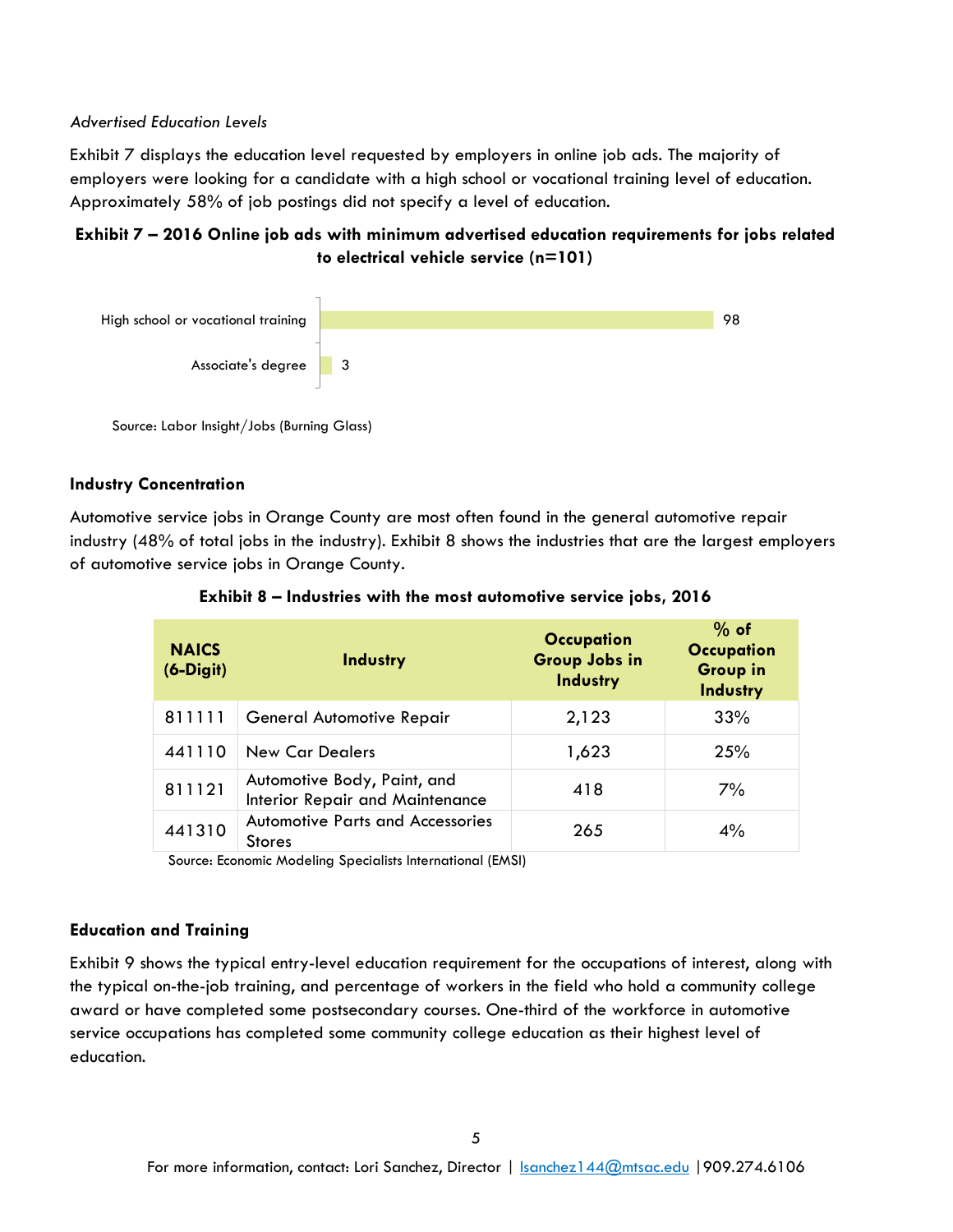*Advertised Education Levels*

Exhibit 7 displays the education level requested by employers in online job ads. The majority of employers were looking for a candidate with a high school or vocational training level of education. Approximately 58% of job postings did not specify a level of education.

**Exhibit 7 – 2016 Online job ads with minimum advertised education requirements for jobs related to electrical vehicle service (n=101)**

| Education level | Job ads |
|---|---|
| High school or vocational training | 98 |
| Associate's degree | 3 |

Source: Labor Insight/Jobs (Burning Glass)

### Industry Concentration

Automotive service jobs in Orange County are most often found in the general automotive repair industry (48% of total jobs in the industry). Exhibit 8 shows the industries that are the largest employers of automotive service jobs in Orange County.

**Exhibit 8 – Industries with the most automotive service jobs, 2016**

| NAICS (6-Digit) | Industry | Occupation Group Jobs in Industry | % of Occupation Group in Industry |
|---|---|---|---|
| 811111 | General Automotive Repair | 2,123 | 33% |
| 441110 | New Car Dealers | 1,623 | 25% |
| 811121 | Automotive Body, Paint, and Interior Repair and Maintenance | 418 | 7% |
| 441310 | Automotive Parts and Accessories Stores | 265 | 4% |

Source: Economic Modeling Specialists International (EMSI)

### Education and Training

Exhibit 9 shows the typical entry-level education requirement for the occupations of interest, along with the typical on-the-job training, and percentage of workers in the field who hold a community college award or have completed some postsecondary courses. One-third of the workforce in automotive service occupations has completed some community college education as their highest level of education.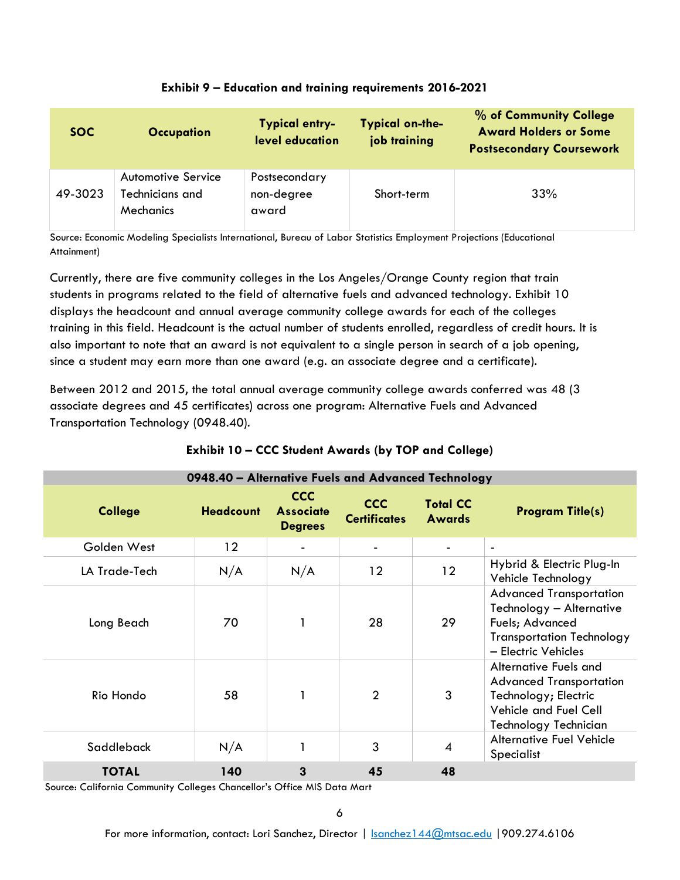**Exhibit 9 – Education and training requirements 2016-2021**

| SOC | Occupation | Typical entry-level education | Typical on-the-job training | % of Community College Award Holders or Some Postsecondary Coursework |
|---|---|---|---|---|
| 49-3023 | Automotive Service Technicians and Mechanics | Postsecondary non-degree award | Short-term | 33% |

Source: Economic Modeling Specialists International, Bureau of Labor Statistics Employment Projections (Educational Attainment)

Currently, there are five community colleges in the Los Angeles/Orange County region that train students in programs related to the field of alternative fuels and advanced technology. Exhibit 10 displays the headcount and annual average community college awards for each of the colleges training in this field. Headcount is the actual number of students enrolled, regardless of credit hours. It is also important to note that an award is not equivalent to a single person in search of a job opening, since a student may earn more than one award (e.g. an associate degree and a certificate).

Between 2012 and 2015, the total annual average community college awards conferred was 48 (3 associate degrees and 45 certificates) across one program: Alternative Fuels and Advanced Transportation Technology (0948.40).

**Exhibit 10 – CCC Student Awards (by TOP and College)**

| 0948.40 – Alternative Fuels and Advanced Technology | | | | | |
|---|---|---|---|---|---|
| **College** | **Headcount** | **CCC Associate Degrees** | **CCC Certificates** | **Total CC Awards** | **Program Title(s)** |
| Golden West | 12 | - | - | - | - |
| LA Trade-Tech | N/A | N/A | 12 | 12 | Hybrid & Electric Plug-In Vehicle Technology |
| Long Beach | 70 | 1 | 28 | 29 | Advanced Transportation Technology – Alternative Fuels; Advanced Transportation Technology – Electric Vehicles |
| Rio Hondo | 58 | 1 | 2 | 3 | Alternative Fuels and Advanced Transportation Technology; Electric Vehicle and Fuel Cell Technology Technician |
| Saddleback | N/A | 1 | 3 | 4 | Alternative Fuel Vehicle Specialist |
| **TOTAL** | **140** | **3** | **45** | **48** | |

Source: California Community Colleges Chancellor's Office MIS Data Mart

For more information, contact: Lori Sanchez, Director | lsanchez144@mtsac.edu | 909.274.6106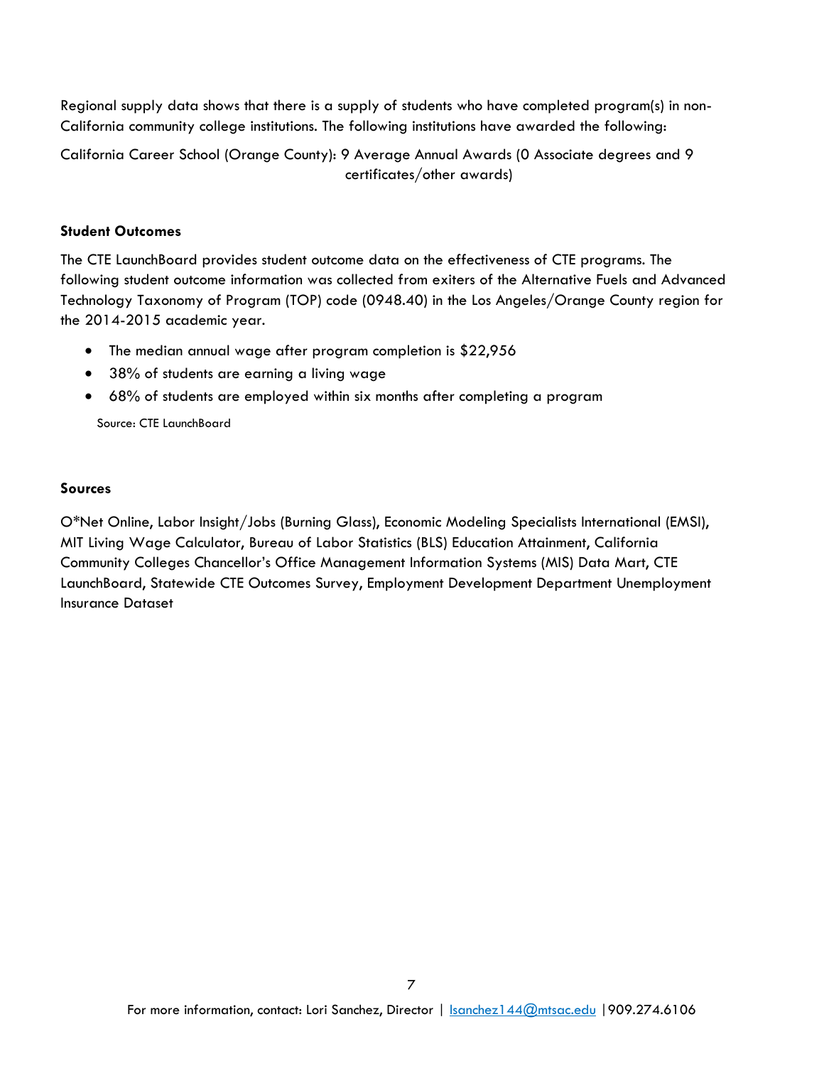Regional supply data shows that there is a supply of students who have completed program(s) in non-California community college institutions. The following institutions have awarded the following:

California Career School (Orange County): 9 Average Annual Awards (0 Associate degrees and 9 certificates/other awards)

**Student Outcomes**

The CTE LaunchBoard provides student outcome data on the effectiveness of CTE programs. The following student outcome information was collected from exiters of the Alternative Fuels and Advanced Technology Taxonomy of Program (TOP) code (0948.40) in the Los Angeles/Orange County region for the 2014-2015 academic year.

- The median annual wage after program completion is $22,956
- 38% of students are earning a living wage
- 68% of students are employed within six months after completing a program

Source: CTE LaunchBoard

**Sources**

O*Net Online, Labor Insight/Jobs (Burning Glass), Economic Modeling Specialists International (EMSI), MIT Living Wage Calculator, Bureau of Labor Statistics (BLS) Education Attainment, California Community Colleges Chancellor's Office Management Information Systems (MIS) Data Mart, CTE LaunchBoard, Statewide CTE Outcomes Survey, Employment Development Department Unemployment Insurance Dataset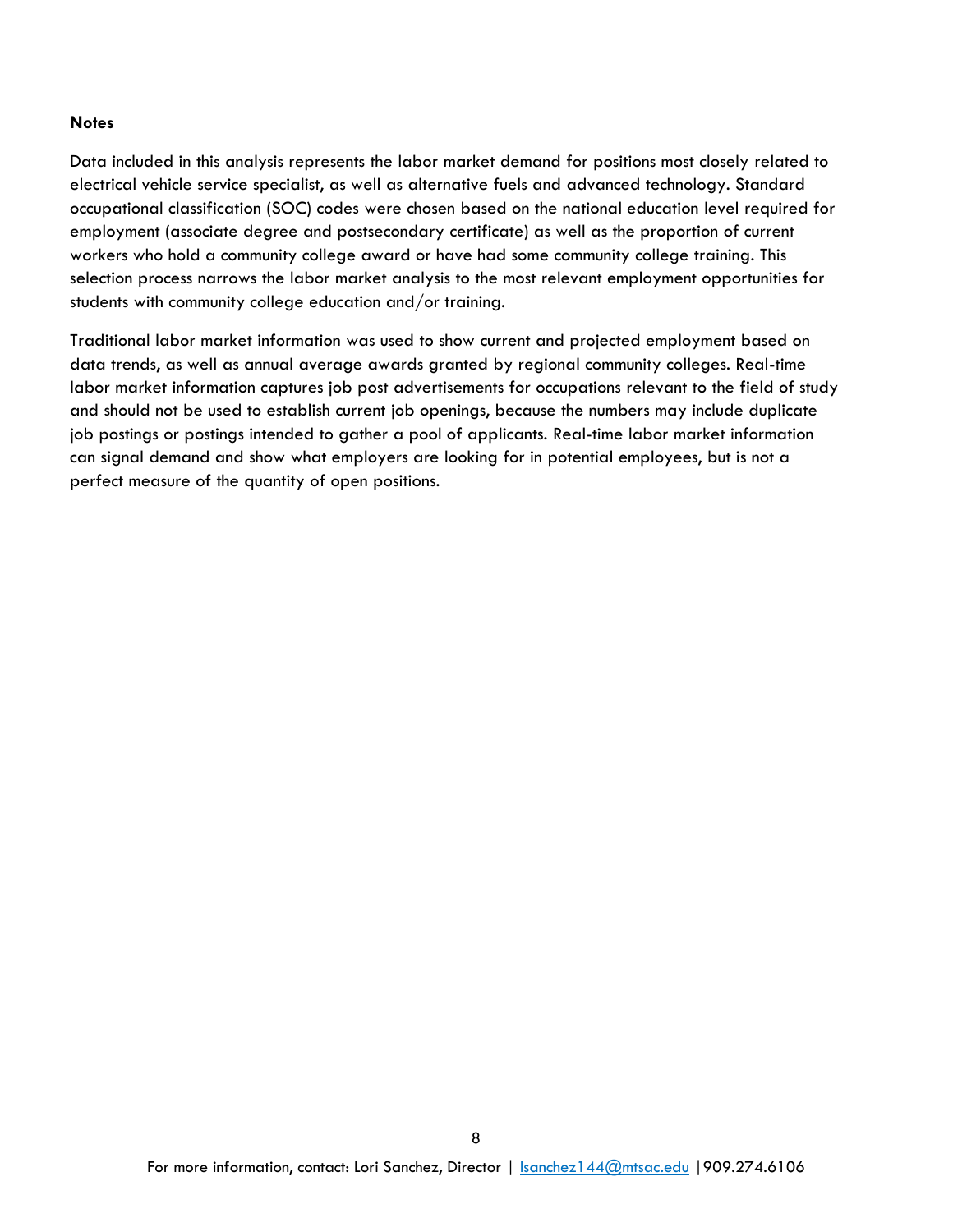**Notes**

Data included in this analysis represents the labor market demand for positions most closely related to electrical vehicle service specialist, as well as alternative fuels and advanced technology. Standard occupational classification (SOC) codes were chosen based on the national education level required for employment (associate degree and postsecondary certificate) as well as the proportion of current workers who hold a community college award or have had some community college training. This selection process narrows the labor market analysis to the most relevant employment opportunities for students with community college education and/or training.

Traditional labor market information was used to show current and projected employment based on data trends, as well as annual average awards granted by regional community colleges. Real-time labor market information captures job post advertisements for occupations relevant to the field of study and should not be used to establish current job openings, because the numbers may include duplicate job postings or postings intended to gather a pool of applicants. Real-time labor market information can signal demand and show what employers are looking for in potential employees, but is not a perfect measure of the quantity of open positions.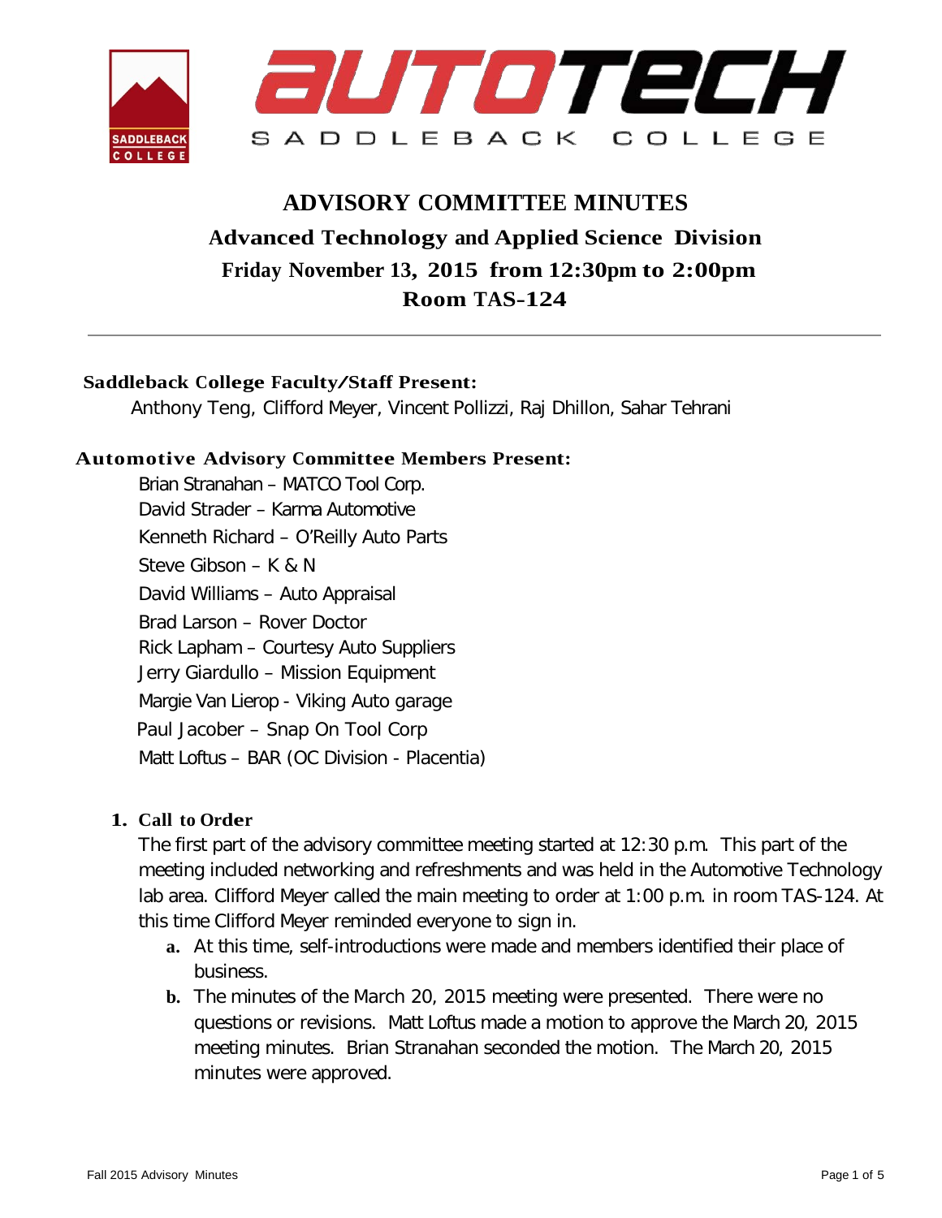# ADVISORY COMMITTEE MINUTES

## Advanced Technology and Applied Science Division

## Friday November 13, 2015 from 12:30pm to 2:00pm

## Room TAS-124

---

**Saddleback College Faculty/Staff Present:**

Anthony Teng, Clifford Meyer, Vincent Pollizzi, Raj Dhillon, Sahar Tehrani

**Automotive Advisory Committee Members Present:**

Brian Stranahan – MATCO Tool Corp.
David Strader – Karma Automotive
Kenneth Richard – O'Reilly Auto Parts
Steve Gibson – K & N
David Williams – Auto Appraisal
Brad Larson – Rover Doctor
Rick Lapham – Courtesy Auto Suppliers
Jerry Giardullo – Mission Equipment
Margie Van Lierop - Viking Auto garage
Paul Jacober – Snap On Tool Corp
Matt Loftus – BAR (OC Division - Placentia)

1. **Call to Order**

   The first part of the advisory committee meeting started at 12:30 p.m. This part of the meeting included networking and refreshments and was held in the Automotive Technology lab area. Clifford Meyer called the main meeting to order at 1:00 p.m. in room TAS-124. At this time Clifford Meyer reminded everyone to sign in.

   a. At this time, self-introductions were made and members identified their place of business.

   b. The minutes of the March 20, 2015 meeting were presented. There were no questions or revisions. Matt Loftus made a motion to approve the March 20, 2015 meeting minutes. Brian Stranahan seconded the motion. The March 20, 2015 minutes were approved.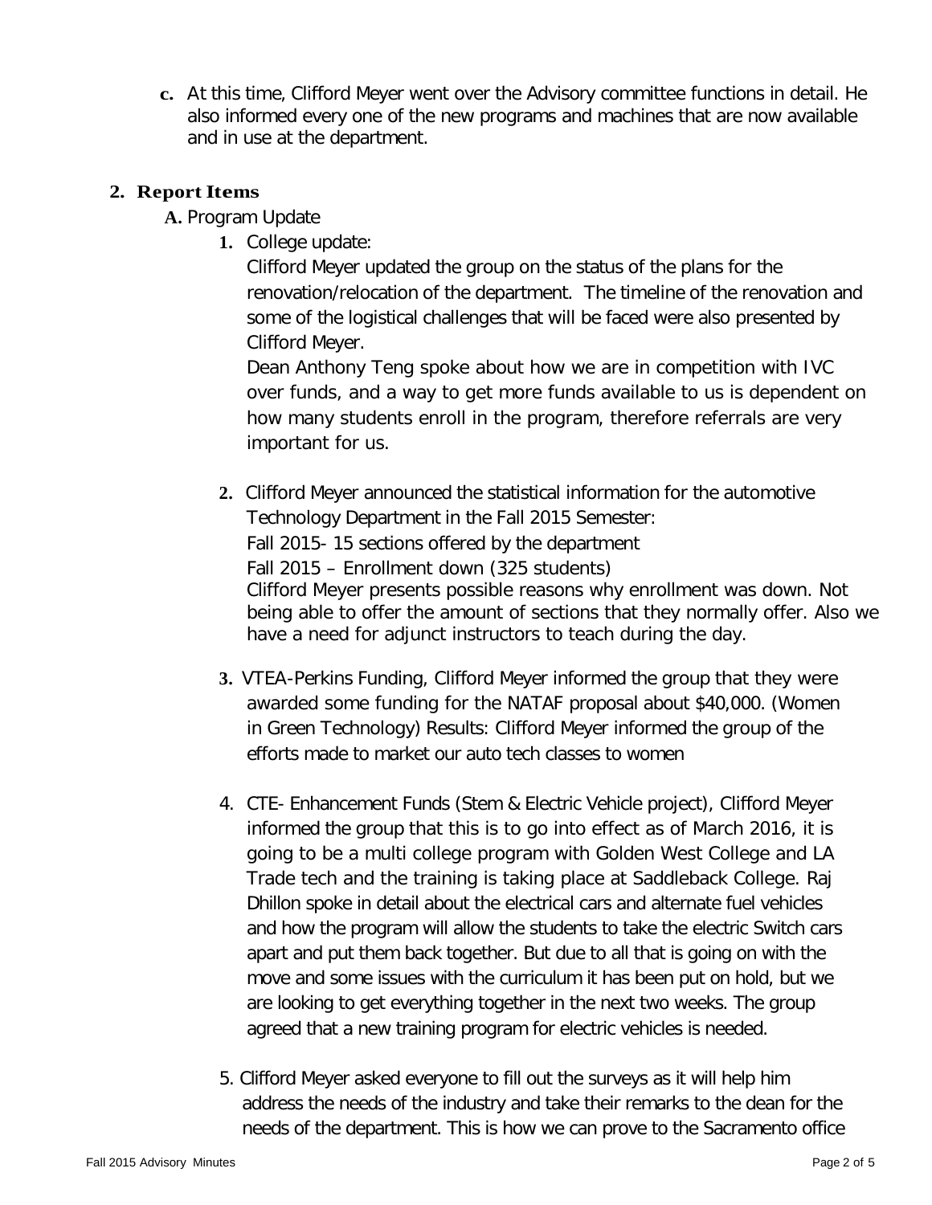c. At this time, Clifford Meyer went over the Advisory committee functions in detail. He also informed every one of the new programs and machines that are now available and in use at the department.

## 2. Report Items

**A.** Program Update

1. College update:
   Clifford Meyer updated the group on the status of the plans for the renovation/relocation of the department. The timeline of the renovation and some of the logistical challenges that will be faced were also presented by Clifford Meyer.
   Dean Anthony Teng spoke about how we are in competition with IVC over funds, and a way to get more funds available to us is dependent on how many students enroll in the program, therefore referrals are very important for us.

2. Clifford Meyer announced the statistical information for the automotive Technology Department in the Fall 2015 Semester:
   Fall 2015- 15 sections offered by the department
   Fall 2015 – Enrollment down (325 students)
   Clifford Meyer presents possible reasons why enrollment was down. Not being able to offer the amount of sections that they normally offer. Also we have a need for adjunct instructors to teach during the day.

3. VTEA-Perkins Funding, Clifford Meyer informed the group that they were awarded some funding for the NATAF proposal about $40,000. (Women in Green Technology) Results: Clifford Meyer informed the group of the efforts made to market our auto tech classes to women

4. CTE- Enhancement Funds (Stem & Electric Vehicle project), Clifford Meyer informed the group that this is to go into effect as of March 2016, it is going to be a multi college program with Golden West College and LA Trade tech and the training is taking place at Saddleback College. Raj Dhillon spoke in detail about the electrical cars and alternate fuel vehicles and how the program will allow the students to take the electric Switch cars apart and put them back together. But due to all that is going on with the move and some issues with the curriculum it has been put on hold, but we are looking to get everything together in the next two weeks. The group agreed that a new training program for electric vehicles is needed.

5. Clifford Meyer asked everyone to fill out the surveys as it will help him address the needs of the industry and take their remarks to the dean for the needs of the department. This is how we can prove to the Sacramento office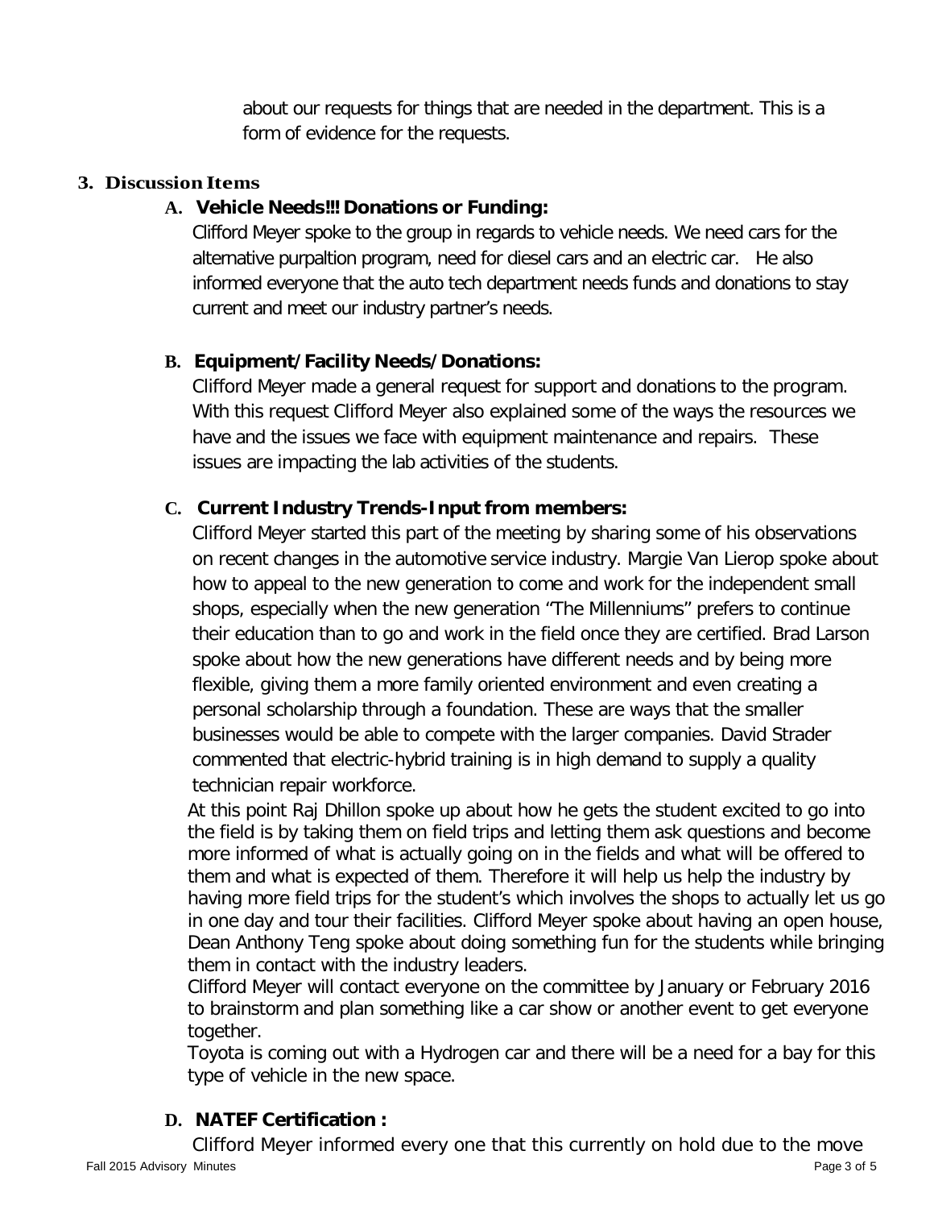about our requests for things that are needed in the department. This is a form of evidence for the requests.

## 3. Discussion Items

### A. Vehicle Needs!!! Donations or Funding:

Clifford Meyer spoke to the group in regards to vehicle needs. We need cars for the alternative purpaltion program, need for diesel cars and an electric car. He also informed everyone that the auto tech department needs funds and donations to stay current and meet our industry partner's needs.

### B. Equipment/Facility Needs/Donations:

Clifford Meyer made a general request for support and donations to the program. With this request Clifford Meyer also explained some of the ways the resources we have and the issues we face with equipment maintenance and repairs. These issues are impacting the lab activities of the students.

### C. Current Industry Trends-Input from members:

Clifford Meyer started this part of the meeting by sharing some of his observations on recent changes in the automotive service industry. Margie Van Lierop spoke about how to appeal to the new generation to come and work for the independent small shops, especially when the new generation "The Millenniums" prefers to continue their education than to go and work in the field once they are certified. Brad Larson spoke about how the new generations have different needs and by being more flexible, giving them a more family oriented environment and even creating a personal scholarship through a foundation. These are ways that the smaller businesses would be able to compete with the larger companies. David Strader commented that electric-hybrid training is in high demand to supply a quality technician repair workforce.

At this point Raj Dhillon spoke up about how he gets the student excited to go into the field is by taking them on field trips and letting them ask questions and become more informed of what is actually going on in the fields and what will be offered to them and what is expected of them. Therefore it will help us help the industry by having more field trips for the student's which involves the shops to actually let us go in one day and tour their facilities. Clifford Meyer spoke about having an open house, Dean Anthony Teng spoke about doing something fun for the students while bringing them in contact with the industry leaders.

Clifford Meyer will contact everyone on the committee by January or February 2016 to brainstorm and plan something like a car show or another event to get everyone together.

Toyota is coming out with a Hydrogen car and there will be a need for a bay for this type of vehicle in the new space.

### D. NATEF Certification :

Clifford Meyer informed every one that this currently on hold due to the move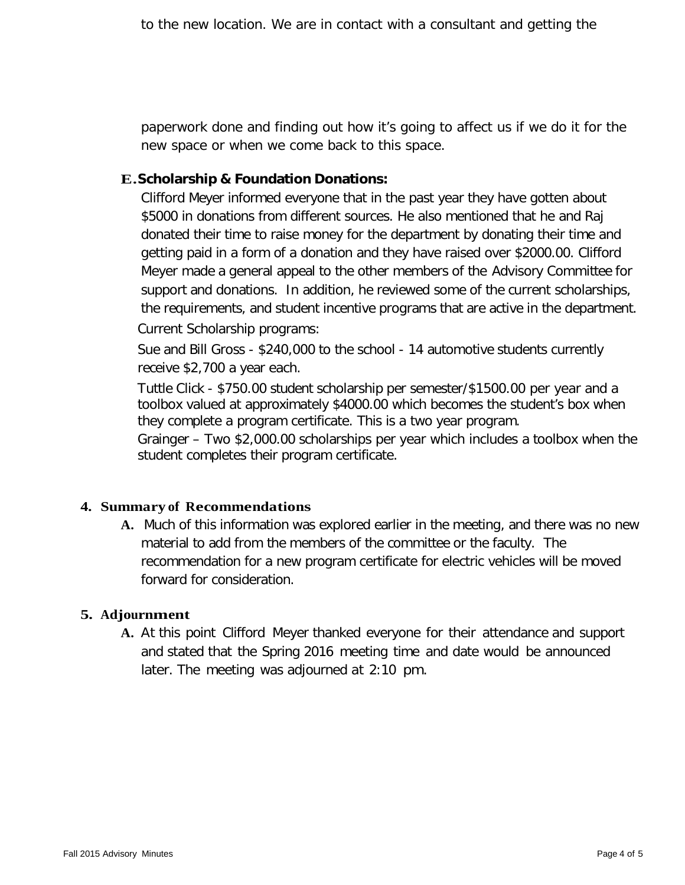to the new location. We are in contact with a consultant and getting the

paperwork done and finding out how it's going to affect us if we do it for the new space or when we come back to this space.

**E. Scholarship & Foundation Donations:**

Clifford Meyer informed everyone that in the past year they have gotten about $5000 in donations from different sources. He also mentioned that he and Raj donated their time to raise money for the department by donating their time and getting paid in a form of a donation and they have raised over $2000.00. Clifford Meyer made a general appeal to the other members of the Advisory Committee for support and donations. In addition, he reviewed some of the current scholarships, the requirements, and student incentive programs that are active in the department.

Current Scholarship programs:

Sue and Bill Gross - $240,000 to the school - 14 automotive students currently receive $2,700 a year each.

Tuttle Click - $750.00 student scholarship per semester/$1500.00 per year and a toolbox valued at approximately $4000.00 which becomes the student's box when they complete a program certificate. This is a two year program.

Grainger – Two $2,000.00 scholarships per year which includes a toolbox when the student completes their program certificate.

## 4. Summary of Recommendations

**A.** Much of this information was explored earlier in the meeting, and there was no new material to add from the members of the committee or the faculty. The recommendation for a new program certificate for electric vehicles will be moved forward for consideration.

## 5. Adjournment

**A.** At this point Clifford Meyer thanked everyone for their attendance and support and stated that the Spring 2016 meeting time and date would be announced later. The meeting was adjourned at 2:10 pm.